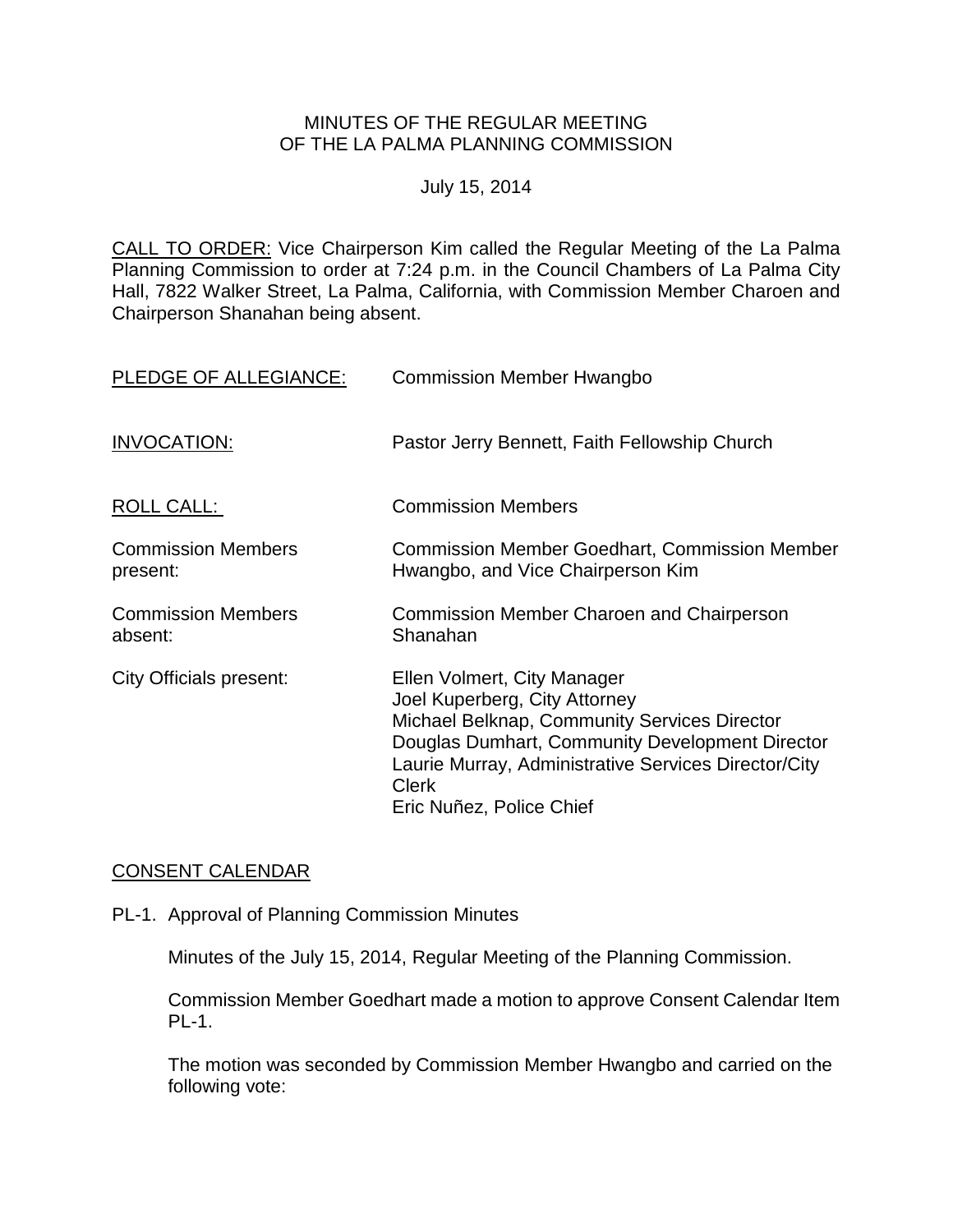# MINUTES OF THE REGULAR MEETING OF THE LA PALMA PLANNING COMMISSION

July 15, 2014

CALL TO ORDER: Vice Chairperson Kim called the Regular Meeting of the La Palma Planning Commission to order at 7:24 p.m. in the Council Chambers of La Palma City Hall, 7822 Walker Street, La Palma, California, with Commission Member Charoen and Chairperson Shanahan being absent.

| | |
|---|---|
| PLEDGE OF ALLEGIANCE: | Commission Member Hwangbo |
| INVOCATION: | Pastor Jerry Bennett, Faith Fellowship Church |
| ROLL CALL: | Commission Members |
| Commission Members present: | Commission Member Goedhart, Commission Member Hwangbo, and Vice Chairperson Kim |
| Commission Members absent: | Commission Member Charoen and Chairperson Shanahan |
| City Officials present: | Ellen Volmert, City Manager<br>Joel Kuperberg, City Attorney<br>Michael Belknap, Community Services Director<br>Douglas Dumhart, Community Development Director<br>Laurie Murray, Administrative Services Director/City Clerk<br>Eric Nuñez, Police Chief |

## CONSENT CALENDAR

PL-1. Approval of Planning Commission Minutes

Minutes of the July 15, 2014, Regular Meeting of the Planning Commission.

Commission Member Goedhart made a motion to approve Consent Calendar Item PL-1.

The motion was seconded by Commission Member Hwangbo and carried on the following vote: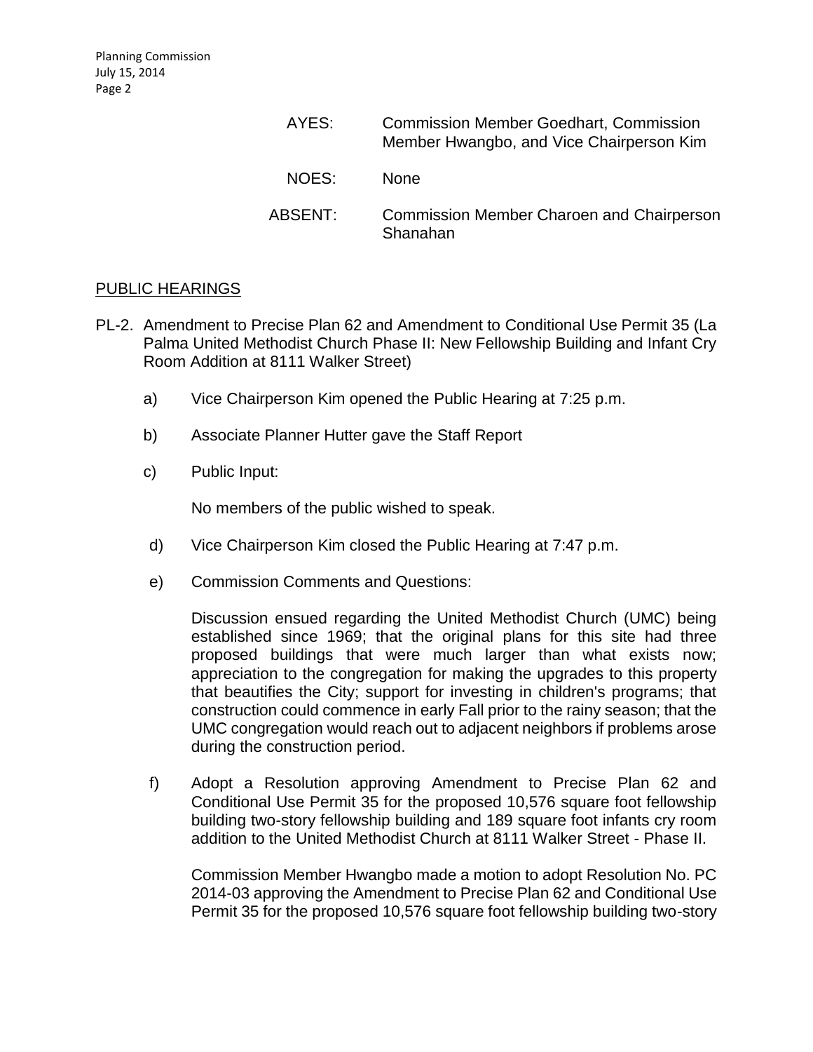AYES: Commission Member Goedhart, Commission Member Hwangbo, and Vice Chairperson Kim

NOES: None

ABSENT: Commission Member Charoen and Chairperson Shanahan

## PUBLIC HEARINGS

PL-2. Amendment to Precise Plan 62 and Amendment to Conditional Use Permit 35 (La Palma United Methodist Church Phase II: New Fellowship Building and Infant Cry Room Addition at 8111 Walker Street)

a) Vice Chairperson Kim opened the Public Hearing at 7:25 p.m.

b) Associate Planner Hutter gave the Staff Report

c) Public Input:

No members of the public wished to speak.

d) Vice Chairperson Kim closed the Public Hearing at 7:47 p.m.

e) Commission Comments and Questions:

Discussion ensued regarding the United Methodist Church (UMC) being established since 1969; that the original plans for this site had three proposed buildings that were much larger than what exists now; appreciation to the congregation for making the upgrades to this property that beautifies the City; support for investing in children's programs; that construction could commence in early Fall prior to the rainy season; that the UMC congregation would reach out to adjacent neighbors if problems arose during the construction period.

f) Adopt a Resolution approving Amendment to Precise Plan 62 and Conditional Use Permit 35 for the proposed 10,576 square foot fellowship building two-story fellowship building and 189 square foot infants cry room addition to the United Methodist Church at 8111 Walker Street - Phase II.

Commission Member Hwangbo made a motion to adopt Resolution No. PC 2014-03 approving the Amendment to Precise Plan 62 and Conditional Use Permit 35 for the proposed 10,576 square foot fellowship building two-story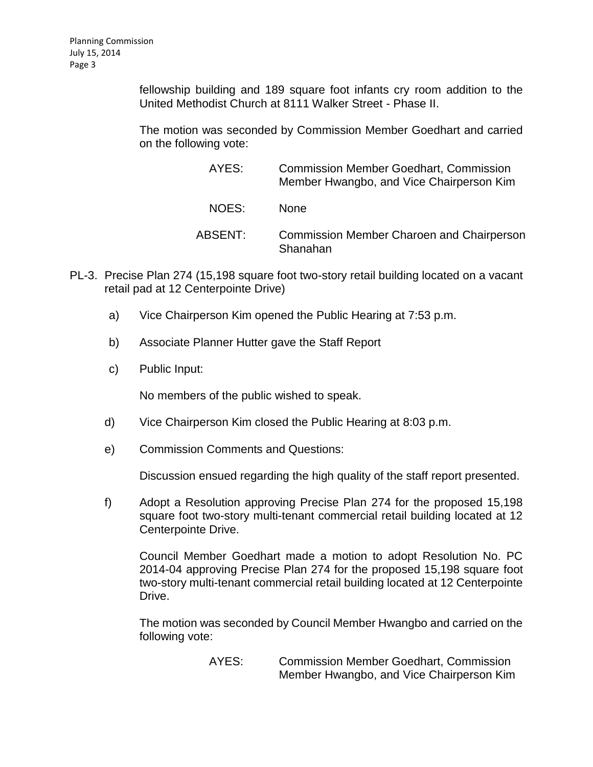fellowship building and 189 square foot infants cry room addition to the United Methodist Church at 8111 Walker Street - Phase II.

The motion was seconded by Commission Member Goedhart and carried on the following vote:

AYES: Commission Member Goedhart, Commission Member Hwangbo, and Vice Chairperson Kim

NOES: None

ABSENT: Commission Member Charoen and Chairperson Shanahan

PL-3. Precise Plan 274 (15,198 square foot two-story retail building located on a vacant retail pad at 12 Centerpointe Drive)

a) Vice Chairperson Kim opened the Public Hearing at 7:53 p.m.

b) Associate Planner Hutter gave the Staff Report

c) Public Input:

No members of the public wished to speak.

d) Vice Chairperson Kim closed the Public Hearing at 8:03 p.m.

e) Commission Comments and Questions:

Discussion ensued regarding the high quality of the staff report presented.

f) Adopt a Resolution approving Precise Plan 274 for the proposed 15,198 square foot two-story multi-tenant commercial retail building located at 12 Centerpointe Drive.

Council Member Goedhart made a motion to adopt Resolution No. PC 2014-04 approving Precise Plan 274 for the proposed 15,198 square foot two-story multi-tenant commercial retail building located at 12 Centerpointe Drive.

The motion was seconded by Council Member Hwangbo and carried on the following vote:

AYES: Commission Member Goedhart, Commission Member Hwangbo, and Vice Chairperson Kim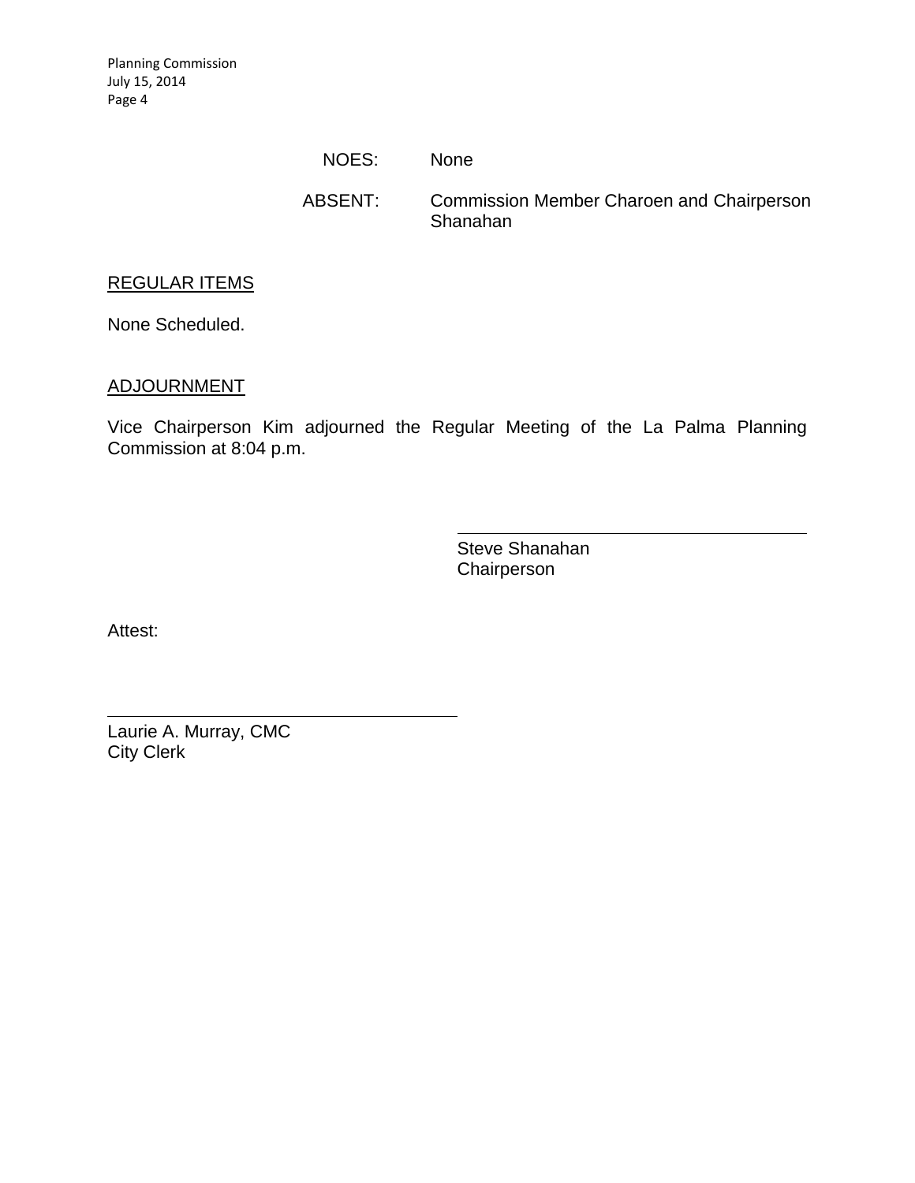NOES: None

ABSENT: Commission Member Charoen and Chairperson Shanahan

REGULAR ITEMS

None Scheduled.

ADJOURNMENT

Vice Chairperson Kim adjourned the Regular Meeting of the La Palma Planning Commission at 8:04 p.m.

Steve Shanahan
Chairperson

Attest:

Laurie A. Murray, CMC
City Clerk